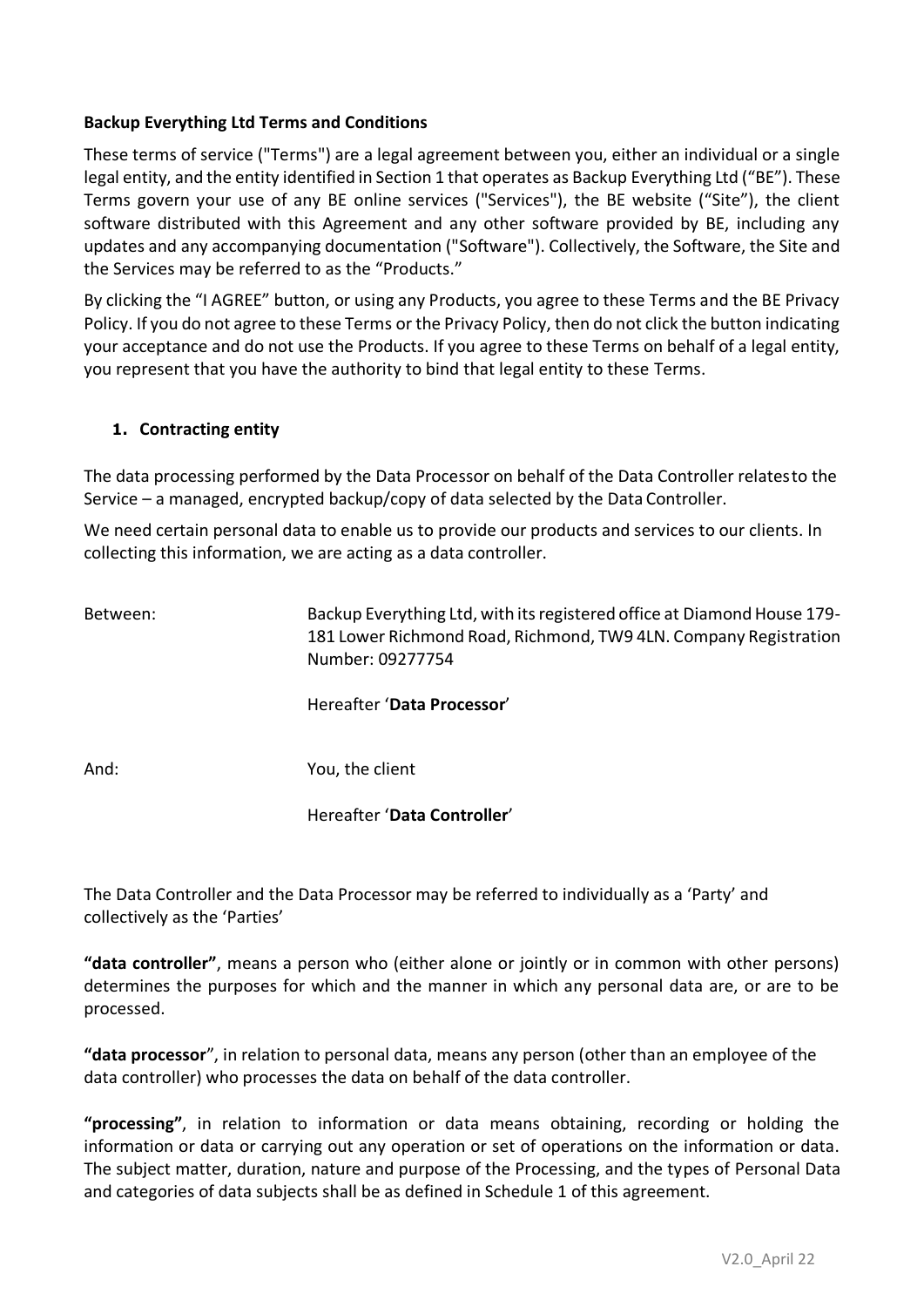**Backup Everything Ltd Terms and Conditions**

These terms of service ("Terms") are a legal agreement between you, either an individual or a single legal entity, and the entity identified in Section 1 that operates as Backup Everything Ltd ("BE"). These Terms govern your use of any BE online services ("Services"), the BE website ("Site"), the client software distributed with this Agreement and any other software provided by BE, including any updates and any accompanying documentation ("Software"). Collectively, the Software, the Site and the Services may be referred to as the "Products."

By clicking the "I AGREE" button, or using any Products, you agree to these Terms and the BE Privacy Policy. If you do not agree to these Terms or the Privacy Policy, then do not click the button indicating your acceptance and do not use the Products. If you agree to these Terms on behalf of a legal entity, you represent that you have the authority to bind that legal entity to these Terms.

## 1. Contracting entity

The data processing performed by the Data Processor on behalf of the Data Controller relatesto the Service – a managed, encrypted backup/copy of data selected by the Data Controller.

We need certain personal data to enable us to provide our products and services to our clients. In collecting this information, we are acting as a data controller.

Between: Backup Everything Ltd, with its registered office at Diamond House 179-181 Lower Richmond Road, Richmond, TW9 4LN. Company Registration Number: 09277754

Hereafter '**Data Processor**'

And: You, the client

Hereafter '**Data Controller**'

The Data Controller and the Data Processor may be referred to individually as a 'Party' and collectively as the 'Parties'

**"data controller"**, means a person who (either alone or jointly or in common with other persons) determines the purposes for which and the manner in which any personal data are, or are to be processed.

**"data processor**", in relation to personal data, means any person (other than an employee of the data controller) who processes the data on behalf of the data controller.

**"processing"**, in relation to information or data means obtaining, recording or holding the information or data or carrying out any operation or set of operations on the information or data. The subject matter, duration, nature and purpose of the Processing, and the types of Personal Data and categories of data subjects shall be as defined in Schedule 1 of this agreement.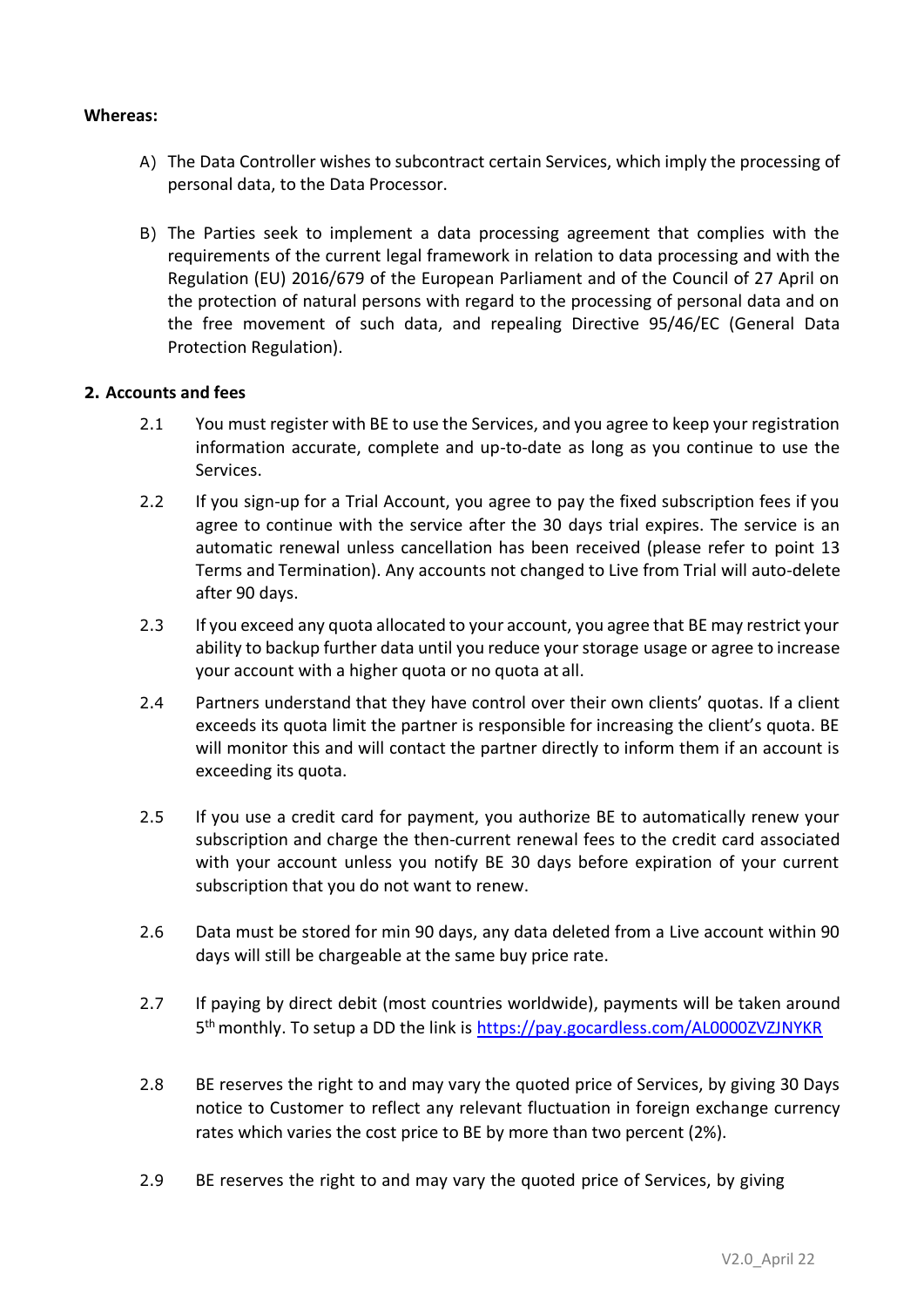**Whereas:**

A) The Data Controller wishes to subcontract certain Services, which imply the processing of personal data, to the Data Processor.

B) The Parties seek to implement a data processing agreement that complies with the requirements of the current legal framework in relation to data processing and with the Regulation (EU) 2016/679 of the European Parliament and of the Council of 27 April on the protection of natural persons with regard to the processing of personal data and on the free movement of such data, and repealing Directive 95/46/EC (General Data Protection Regulation).

## 2. Accounts and fees

2.1 You must register with BE to use the Services, and you agree to keep your registration information accurate, complete and up-to-date as long as you continue to use the Services.

2.2 If you sign-up for a Trial Account, you agree to pay the fixed subscription fees if you agree to continue with the service after the 30 days trial expires. The service is an automatic renewal unless cancellation has been received (please refer to point 13 Terms and Termination). Any accounts not changed to Live from Trial will auto-delete after 90 days.

2.3 If you exceed any quota allocated to your account, you agree that BE may restrict your ability to backup further data until you reduce your storage usage or agree to increase your account with a higher quota or no quota at all.

2.4 Partners understand that they have control over their own clients' quotas. If a client exceeds its quota limit the partner is responsible for increasing the client's quota. BE will monitor this and will contact the partner directly to inform them if an account is exceeding its quota.

2.5 If you use a credit card for payment, you authorize BE to automatically renew your subscription and charge the then-current renewal fees to the credit card associated with your account unless you notify BE 30 days before expiration of your current subscription that you do not want to renew.

2.6 Data must be stored for min 90 days, any data deleted from a Live account within 90 days will still be chargeable at the same buy price rate.

2.7 If paying by direct debit (most countries worldwide), payments will be taken around 5th monthly. To setup a DD the link is https://pay.gocardless.com/AL0000ZVZJNYKR

2.8 BE reserves the right to and may vary the quoted price of Services, by giving 30 Days notice to Customer to reflect any relevant fluctuation in foreign exchange currency rates which varies the cost price to BE by more than two percent (2%).

2.9 BE reserves the right to and may vary the quoted price of Services, by giving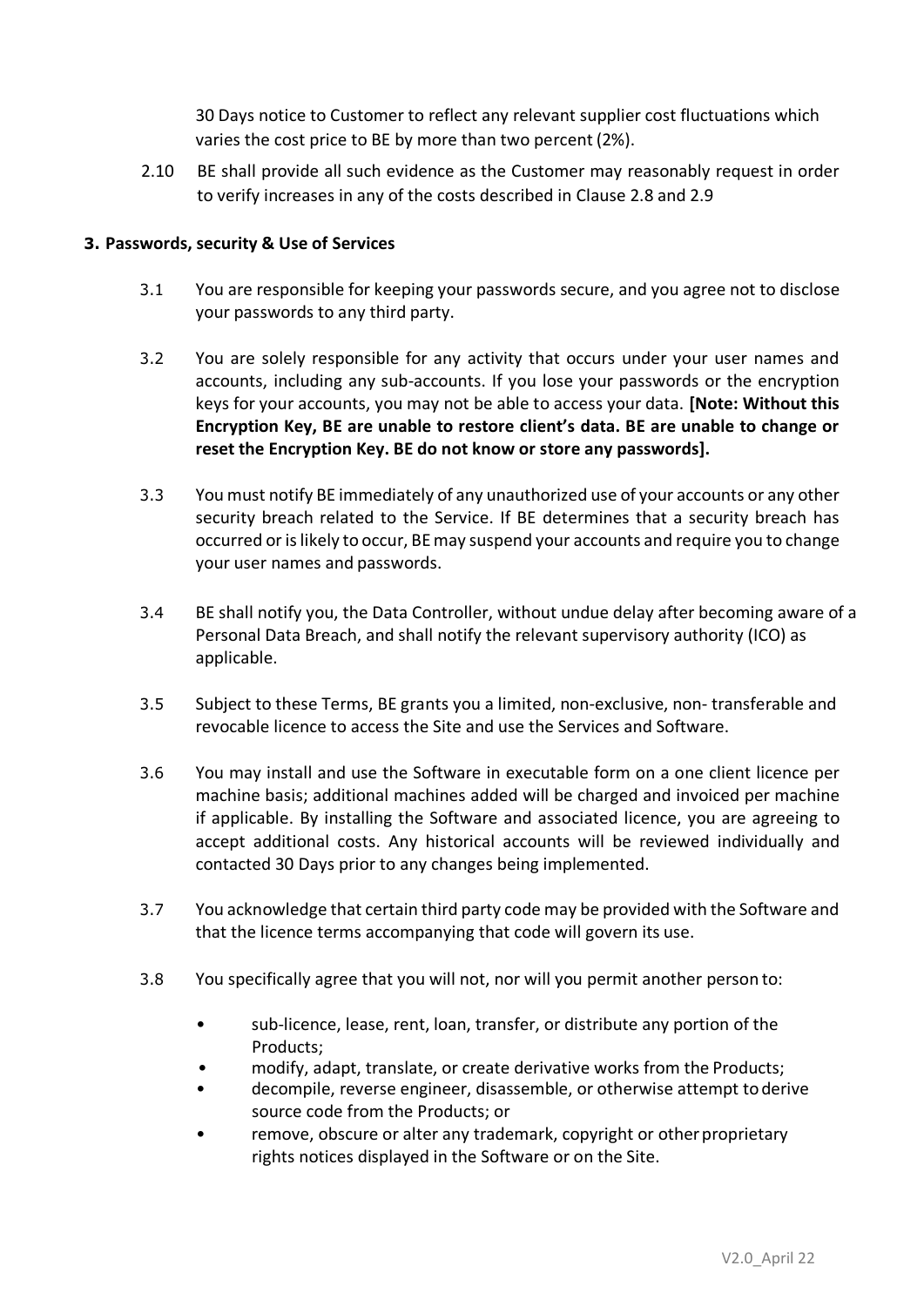30 Days notice to Customer to reflect any relevant supplier cost fluctuations which varies the cost price to BE by more than two percent (2%).

2.10 BE shall provide all such evidence as the Customer may reasonably request in order to verify increases in any of the costs described in Clause 2.8 and 2.9

## 3. Passwords, security & Use of Services

3.1 You are responsible for keeping your passwords secure, and you agree not to disclose your passwords to any third party.

3.2 You are solely responsible for any activity that occurs under your user names and accounts, including any sub-accounts. If you lose your passwords or the encryption keys for your accounts, you may not be able to access your data. **[Note: Without this Encryption Key, BE are unable to restore client's data. BE are unable to change or reset the Encryption Key. BE do not know or store any passwords].**

3.3 You must notify BE immediately of any unauthorized use of your accounts or any other security breach related to the Service. If BE determines that a security breach has occurred or is likely to occur, BE may suspend your accounts and require you to change your user names and passwords.

3.4 BE shall notify you, the Data Controller, without undue delay after becoming aware of a Personal Data Breach, and shall notify the relevant supervisory authority (ICO) as applicable.

3.5 Subject to these Terms, BE grants you a limited, non-exclusive, non- transferable and revocable licence to access the Site and use the Services and Software.

3.6 You may install and use the Software in executable form on a one client licence per machine basis; additional machines added will be charged and invoiced per machine if applicable. By installing the Software and associated licence, you are agreeing to accept additional costs. Any historical accounts will be reviewed individually and contacted 30 Days prior to any changes being implemented.

3.7 You acknowledge that certain third party code may be provided with the Software and that the licence terms accompanying that code will govern its use.

3.8 You specifically agree that you will not, nor will you permit another person to:

- sub-licence, lease, rent, loan, transfer, or distribute any portion of the Products;
- modify, adapt, translate, or create derivative works from the Products;
- decompile, reverse engineer, disassemble, or otherwise attempt to derive source code from the Products; or
- remove, obscure or alter any trademark, copyright or other proprietary rights notices displayed in the Software or on the Site.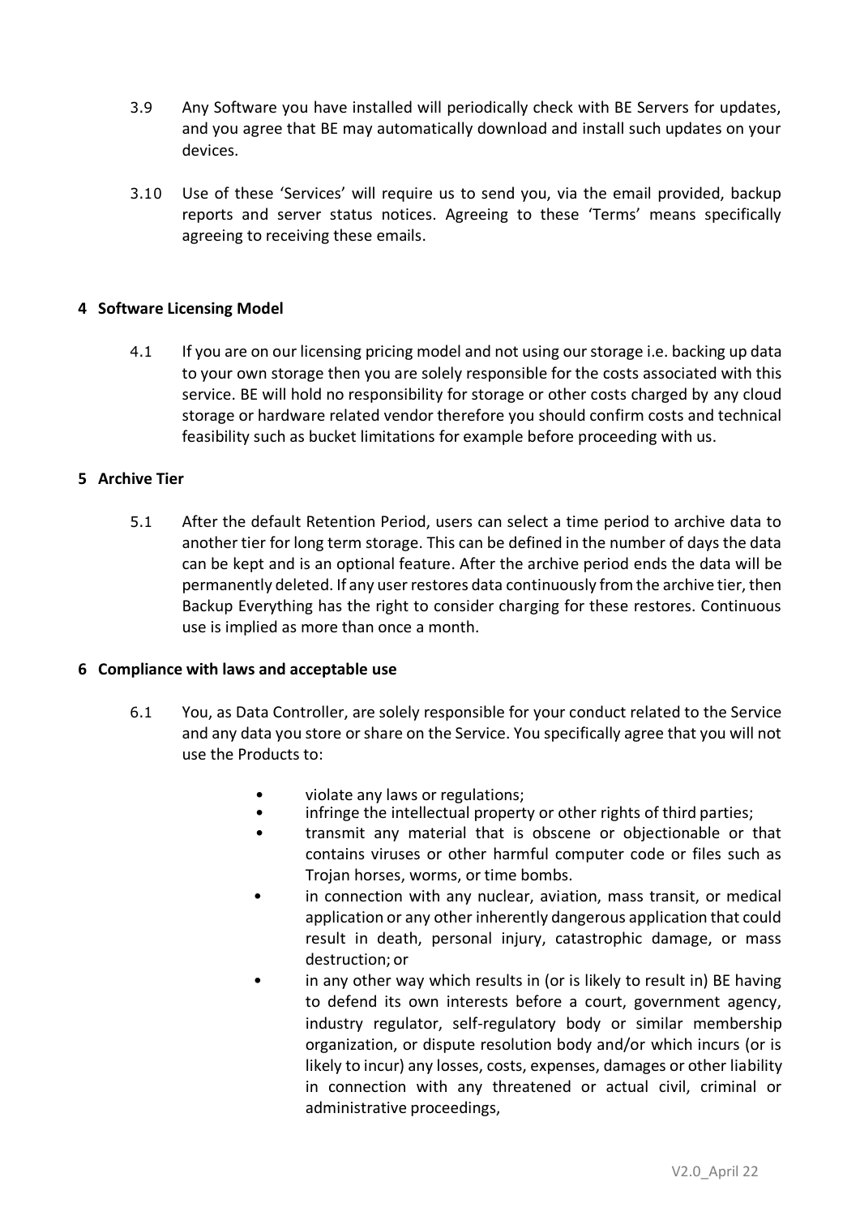3.9 Any Software you have installed will periodically check with BE Servers for updates, and you agree that BE may automatically download and install such updates on your devices.

3.10 Use of these 'Services' will require us to send you, via the email provided, backup reports and server status notices. Agreeing to these 'Terms' means specifically agreeing to receiving these emails.

## 4 Software Licensing Model

4.1 If you are on our licensing pricing model and not using our storage i.e. backing up data to your own storage then you are solely responsible for the costs associated with this service. BE will hold no responsibility for storage or other costs charged by any cloud storage or hardware related vendor therefore you should confirm costs and technical feasibility such as bucket limitations for example before proceeding with us.

## 5 Archive Tier

5.1 After the default Retention Period, users can select a time period to archive data to another tier for long term storage. This can be defined in the number of days the data can be kept and is an optional feature. After the archive period ends the data will be permanently deleted. If any user restores data continuously from the archive tier, then Backup Everything has the right to consider charging for these restores. Continuous use is implied as more than once a month.

## 6 Compliance with laws and acceptable use

6.1 You, as Data Controller, are solely responsible for your conduct related to the Service and any data you store or share on the Service. You specifically agree that you will not use the Products to:

- violate any laws or regulations;
- infringe the intellectual property or other rights of third parties;
- transmit any material that is obscene or objectionable or that contains viruses or other harmful computer code or files such as Trojan horses, worms, or time bombs.
- in connection with any nuclear, aviation, mass transit, or medical application or any other inherently dangerous application that could result in death, personal injury, catastrophic damage, or mass destruction; or
- in any other way which results in (or is likely to result in) BE having to defend its own interests before a court, government agency, industry regulator, self-regulatory body or similar membership organization, or dispute resolution body and/or which incurs (or is likely to incur) any losses, costs, expenses, damages or other liability in connection with any threatened or actual civil, criminal or administrative proceedings,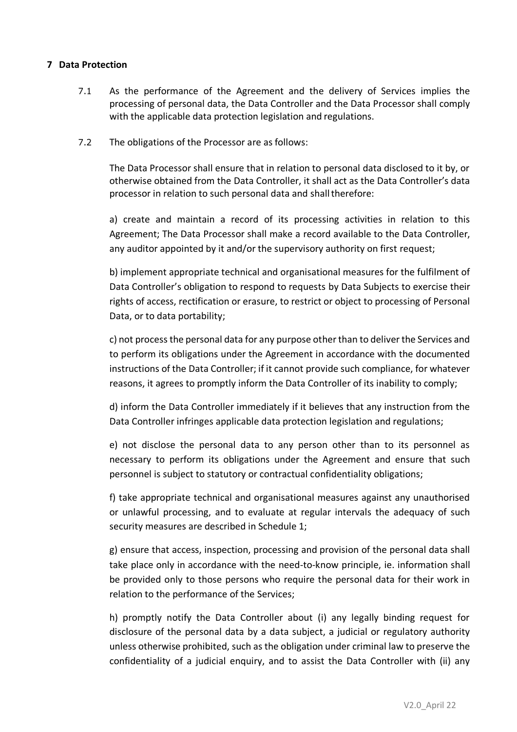## 7 Data Protection

7.1 As the performance of the Agreement and the delivery of Services implies the processing of personal data, the Data Controller and the Data Processor shall comply with the applicable data protection legislation and regulations.

7.2 The obligations of the Processor are as follows:

The Data Processor shall ensure that in relation to personal data disclosed to it by, or otherwise obtained from the Data Controller, it shall act as the Data Controller's data processor in relation to such personal data and shall therefore:

a) create and maintain a record of its processing activities in relation to this Agreement; The Data Processor shall make a record available to the Data Controller, any auditor appointed by it and/or the supervisory authority on first request;

b) implement appropriate technical and organisational measures for the fulfilment of Data Controller's obligation to respond to requests by Data Subjects to exercise their rights of access, rectification or erasure, to restrict or object to processing of Personal Data, or to data portability;

c) not process the personal data for any purpose other than to deliver the Services and to perform its obligations under the Agreement in accordance with the documented instructions of the Data Controller; if it cannot provide such compliance, for whatever reasons, it agrees to promptly inform the Data Controller of its inability to comply;

d) inform the Data Controller immediately if it believes that any instruction from the Data Controller infringes applicable data protection legislation and regulations;

e) not disclose the personal data to any person other than to its personnel as necessary to perform its obligations under the Agreement and ensure that such personnel is subject to statutory or contractual confidentiality obligations;

f) take appropriate technical and organisational measures against any unauthorised or unlawful processing, and to evaluate at regular intervals the adequacy of such security measures are described in Schedule 1;

g) ensure that access, inspection, processing and provision of the personal data shall take place only in accordance with the need-to-know principle, ie. information shall be provided only to those persons who require the personal data for their work in relation to the performance of the Services;

h) promptly notify the Data Controller about (i) any legally binding request for disclosure of the personal data by a data subject, a judicial or regulatory authority unless otherwise prohibited, such as the obligation under criminal law to preserve the confidentiality of a judicial enquiry, and to assist the Data Controller with (ii) any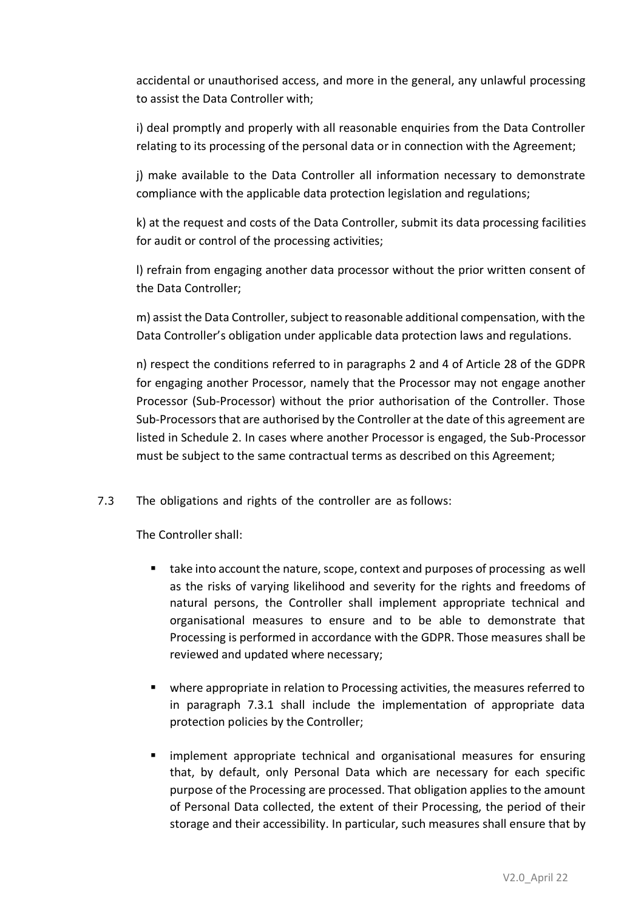accidental or unauthorised access, and more in the general, any unlawful processing to assist the Data Controller with;

i) deal promptly and properly with all reasonable enquiries from the Data Controller relating to its processing of the personal data or in connection with the Agreement;

j) make available to the Data Controller all information necessary to demonstrate compliance with the applicable data protection legislation and regulations;

k) at the request and costs of the Data Controller, submit its data processing facilities for audit or control of the processing activities;

l) refrain from engaging another data processor without the prior written consent of the Data Controller;

m) assist the Data Controller, subject to reasonable additional compensation, with the Data Controller's obligation under applicable data protection laws and regulations.

n) respect the conditions referred to in paragraphs 2 and 4 of Article 28 of the GDPR for engaging another Processor, namely that the Processor may not engage another Processor (Sub-Processor) without the prior authorisation of the Controller. Those Sub-Processors that are authorised by the Controller at the date of this agreement are listed in Schedule 2. In cases where another Processor is engaged, the Sub-Processor must be subject to the same contractual terms as described on this Agreement;

7.3 The obligations and rights of the controller are as follows:

The Controller shall:

- take into account the nature, scope, context and purposes of processing as well as the risks of varying likelihood and severity for the rights and freedoms of natural persons, the Controller shall implement appropriate technical and organisational measures to ensure and to be able to demonstrate that Processing is performed in accordance with the GDPR. Those measures shall be reviewed and updated where necessary;

- where appropriate in relation to Processing activities, the measures referred to in paragraph 7.3.1 shall include the implementation of appropriate data protection policies by the Controller;

- implement appropriate technical and organisational measures for ensuring that, by default, only Personal Data which are necessary for each specific purpose of the Processing are processed. That obligation applies to the amount of Personal Data collected, the extent of their Processing, the period of their storage and their accessibility. In particular, such measures shall ensure that by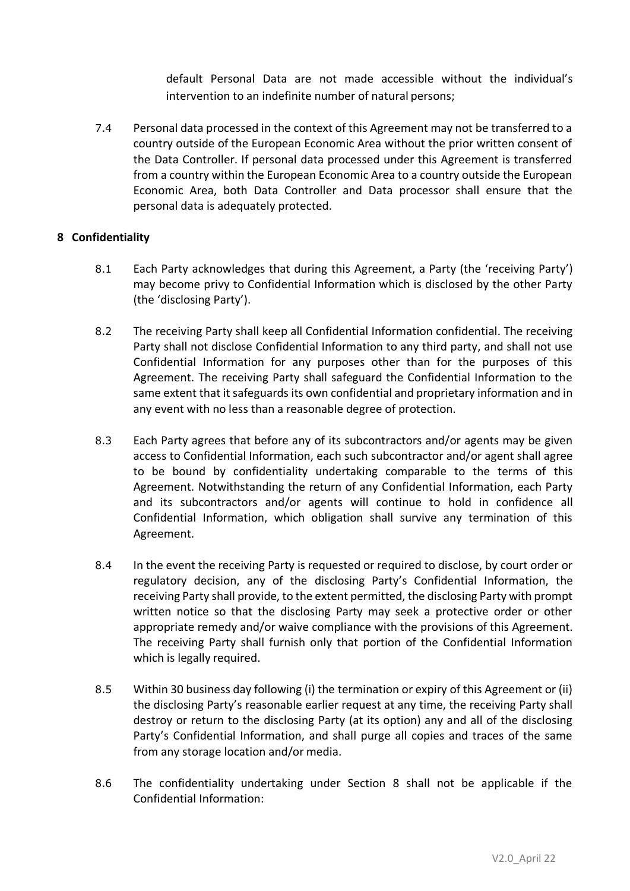default Personal Data are not made accessible without the individual's intervention to an indefinite number of natural persons;

7.4 Personal data processed in the context of this Agreement may not be transferred to a country outside of the European Economic Area without the prior written consent of the Data Controller. If personal data processed under this Agreement is transferred from a country within the European Economic Area to a country outside the European Economic Area, both Data Controller and Data processor shall ensure that the personal data is adequately protected.

## 8 Confidentiality

8.1 Each Party acknowledges that during this Agreement, a Party (the 'receiving Party') may become privy to Confidential Information which is disclosed by the other Party (the 'disclosing Party').

8.2 The receiving Party shall keep all Confidential Information confidential. The receiving Party shall not disclose Confidential Information to any third party, and shall not use Confidential Information for any purposes other than for the purposes of this Agreement. The receiving Party shall safeguard the Confidential Information to the same extent that it safeguards its own confidential and proprietary information and in any event with no less than a reasonable degree of protection.

8.3 Each Party agrees that before any of its subcontractors and/or agents may be given access to Confidential Information, each such subcontractor and/or agent shall agree to be bound by confidentiality undertaking comparable to the terms of this Agreement. Notwithstanding the return of any Confidential Information, each Party and its subcontractors and/or agents will continue to hold in confidence all Confidential Information, which obligation shall survive any termination of this Agreement.

8.4 In the event the receiving Party is requested or required to disclose, by court order or regulatory decision, any of the disclosing Party's Confidential Information, the receiving Party shall provide, to the extent permitted, the disclosing Party with prompt written notice so that the disclosing Party may seek a protective order or other appropriate remedy and/or waive compliance with the provisions of this Agreement. The receiving Party shall furnish only that portion of the Confidential Information which is legally required.

8.5 Within 30 business day following (i) the termination or expiry of this Agreement or (ii) the disclosing Party's reasonable earlier request at any time, the receiving Party shall destroy or return to the disclosing Party (at its option) any and all of the disclosing Party's Confidential Information, and shall purge all copies and traces of the same from any storage location and/or media.

8.6 The confidentiality undertaking under Section 8 shall not be applicable if the Confidential Information: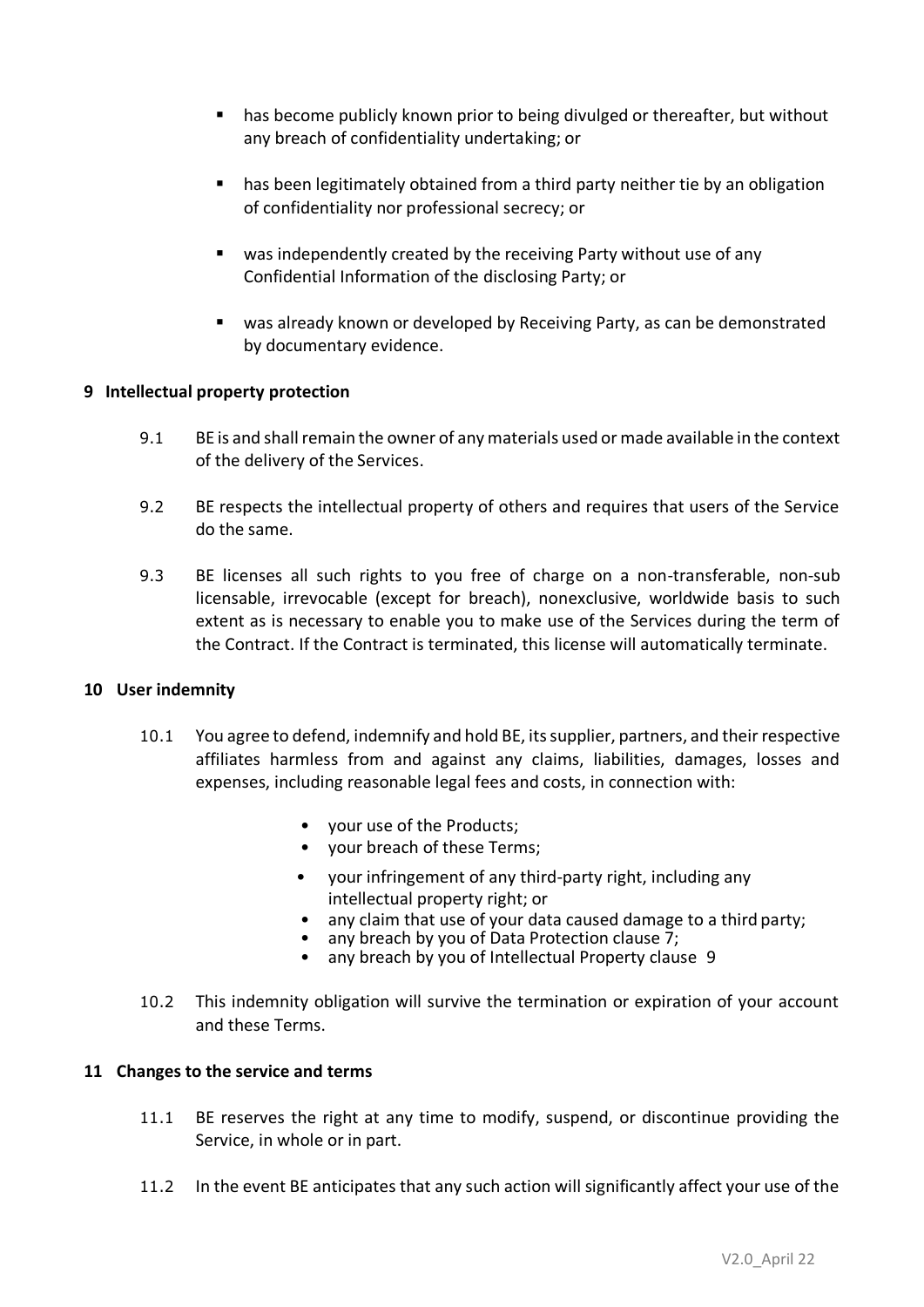- has become publicly known prior to being divulged or thereafter, but without any breach of confidentiality undertaking; or
- has been legitimately obtained from a third party neither tie by an obligation of confidentiality nor professional secrecy; or
- was independently created by the receiving Party without use of any Confidential Information of the disclosing Party; or
- was already known or developed by Receiving Party, as can be demonstrated by documentary evidence.

## 9 Intellectual property protection

9.1 BE is and shall remain the owner of any materials used or made available in the context of the delivery of the Services.

9.2 BE respects the intellectual property of others and requires that users of the Service do the same.

9.3 BE licenses all such rights to you free of charge on a non-transferable, non-sub licensable, irrevocable (except for breach), nonexclusive, worldwide basis to such extent as is necessary to enable you to make use of the Services during the term of the Contract. If the Contract is terminated, this license will automatically terminate.

## 10 User indemnity

10.1 You agree to defend, indemnify and hold BE, its supplier, partners, and their respective affiliates harmless from and against any claims, liabilities, damages, losses and expenses, including reasonable legal fees and costs, in connection with:

- your use of the Products;
- your breach of these Terms;
- your infringement of any third-party right, including any intellectual property right; or
- any claim that use of your data caused damage to a third party;
- any breach by you of Data Protection clause 7;
- any breach by you of Intellectual Property clause 9

10.2 This indemnity obligation will survive the termination or expiration of your account and these Terms.

## 11 Changes to the service and terms

11.1 BE reserves the right at any time to modify, suspend, or discontinue providing the Service, in whole or in part.

11.2 In the event BE anticipates that any such action will significantly affect your use of the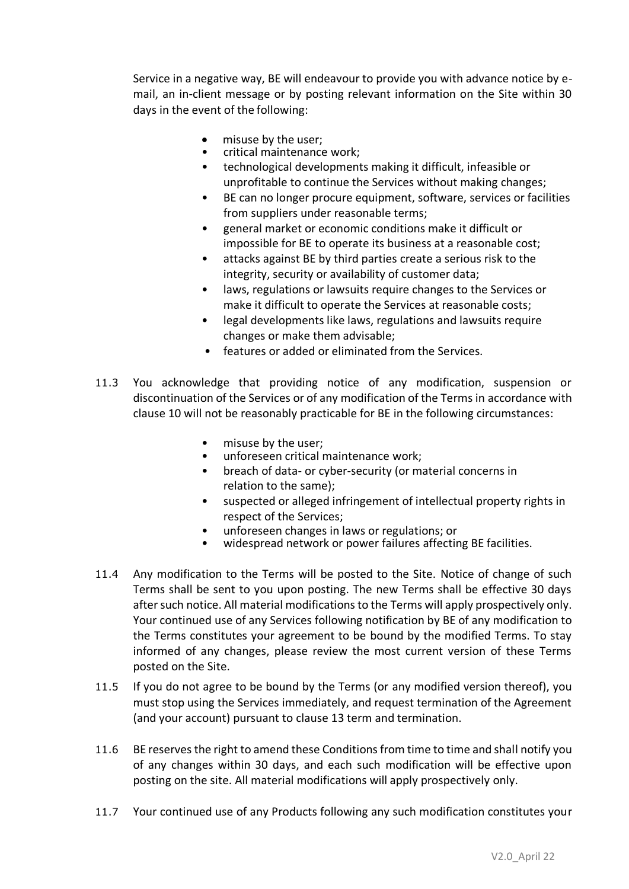Service in a negative way, BE will endeavour to provide you with advance notice by e-mail, an in-client message or by posting relevant information on the Site within 30 days in the event of the following:

- misuse by the user;
- critical maintenance work;
- technological developments making it difficult, infeasible or unprofitable to continue the Services without making changes;
- BE can no longer procure equipment, software, services or facilities from suppliers under reasonable terms;
- general market or economic conditions make it difficult or impossible for BE to operate its business at a reasonable cost;
- attacks against BE by third parties create a serious risk to the integrity, security or availability of customer data;
- laws, regulations or lawsuits require changes to the Services or make it difficult to operate the Services at reasonable costs;
- legal developments like laws, regulations and lawsuits require changes or make them advisable;
- features or added or eliminated from the Services.

11.3 You acknowledge that providing notice of any modification, suspension or discontinuation of the Services or of any modification of the Terms in accordance with clause 10 will not be reasonably practicable for BE in the following circumstances:

- misuse by the user;
- unforeseen critical maintenance work;
- breach of data- or cyber-security (or material concerns in relation to the same);
- suspected or alleged infringement of intellectual property rights in respect of the Services;
- unforeseen changes in laws or regulations; or
- widespread network or power failures affecting BE facilities.

11.4 Any modification to the Terms will be posted to the Site. Notice of change of such Terms shall be sent to you upon posting. The new Terms shall be effective 30 days after such notice. All material modifications to the Terms will apply prospectively only. Your continued use of any Services following notification by BE of any modification to the Terms constitutes your agreement to be bound by the modified Terms. To stay informed of any changes, please review the most current version of these Terms posted on the Site.

11.5 If you do not agree to be bound by the Terms (or any modified version thereof), you must stop using the Services immediately, and request termination of the Agreement (and your account) pursuant to clause 13 term and termination.

11.6 BE reserves the right to amend these Conditions from time to time and shall notify you of any changes within 30 days, and each such modification will be effective upon posting on the site. All material modifications will apply prospectively only.

11.7 Your continued use of any Products following any such modification constitutes your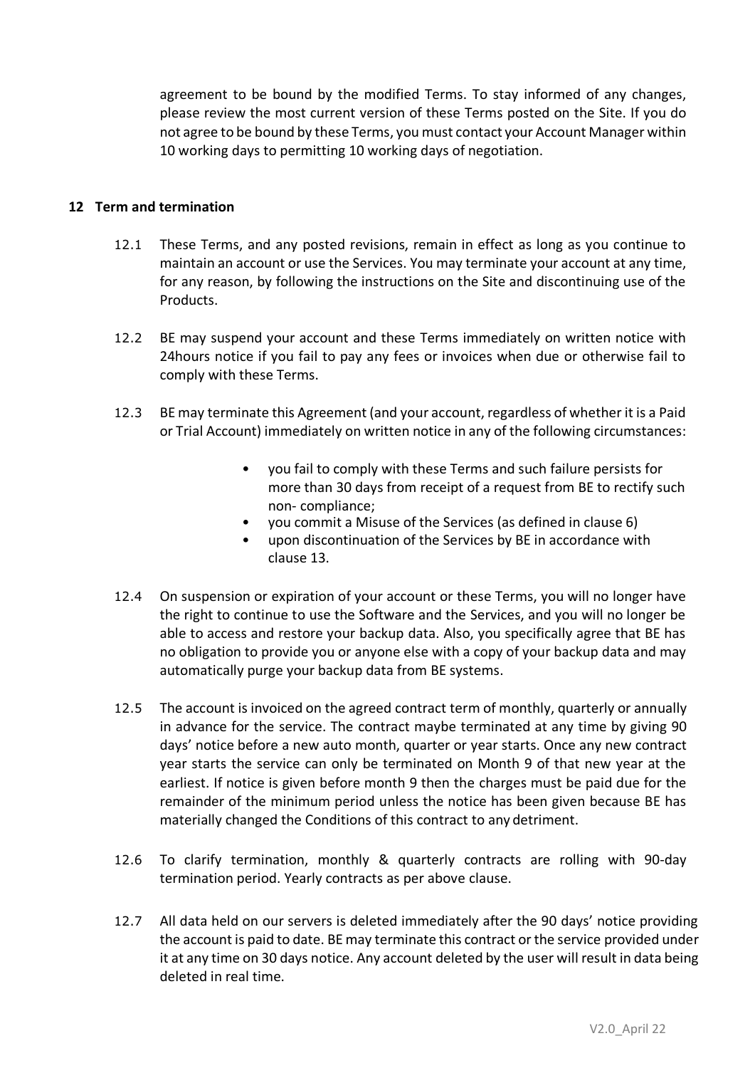agreement to be bound by the modified Terms. To stay informed of any changes, please review the most current version of these Terms posted on the Site. If you do not agree to be bound by these Terms, you must contact your Account Manager within 10 working days to permitting 10 working days of negotiation.

## 12 Term and termination

12.1 These Terms, and any posted revisions, remain in effect as long as you continue to maintain an account or use the Services. You may terminate your account at any time, for any reason, by following the instructions on the Site and discontinuing use of the Products.

12.2 BE may suspend your account and these Terms immediately on written notice with 24hours notice if you fail to pay any fees or invoices when due or otherwise fail to comply with these Terms.

12.3 BE may terminate this Agreement (and your account, regardless of whether it is a Paid or Trial Account) immediately on written notice in any of the following circumstances:

- you fail to comply with these Terms and such failure persists for more than 30 days from receipt of a request from BE to rectify such non- compliance;
- you commit a Misuse of the Services (as defined in clause 6)
- upon discontinuation of the Services by BE in accordance with clause 13.

12.4 On suspension or expiration of your account or these Terms, you will no longer have the right to continue to use the Software and the Services, and you will no longer be able to access and restore your backup data. Also, you specifically agree that BE has no obligation to provide you or anyone else with a copy of your backup data and may automatically purge your backup data from BE systems.

12.5 The account is invoiced on the agreed contract term of monthly, quarterly or annually in advance for the service. The contract maybe terminated at any time by giving 90 days' notice before a new auto month, quarter or year starts. Once any new contract year starts the service can only be terminated on Month 9 of that new year at the earliest. If notice is given before month 9 then the charges must be paid due for the remainder of the minimum period unless the notice has been given because BE has materially changed the Conditions of this contract to any detriment.

12.6 To clarify termination, monthly & quarterly contracts are rolling with 90-day termination period. Yearly contracts as per above clause.

12.7 All data held on our servers is deleted immediately after the 90 days' notice providing the account is paid to date. BE may terminate this contract or the service provided under it at any time on 30 days notice. Any account deleted by the user will result in data being deleted in real time.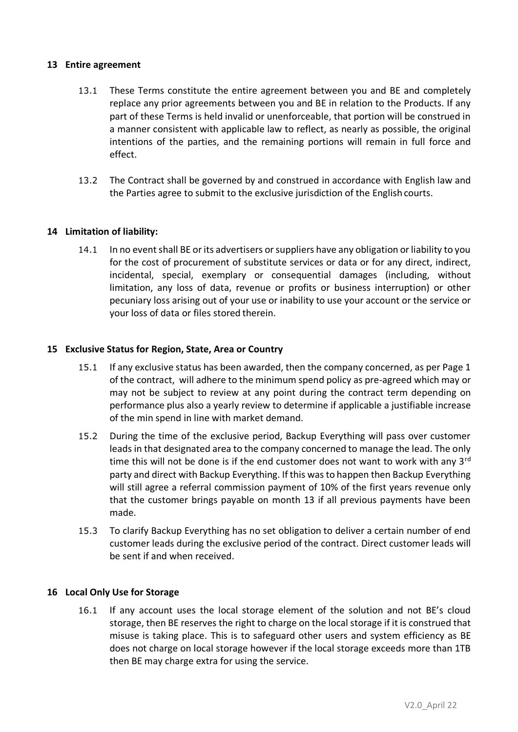## 13 Entire agreement

13.1 These Terms constitute the entire agreement between you and BE and completely replace any prior agreements between you and BE in relation to the Products. If any part of these Terms is held invalid or unenforceable, that portion will be construed in a manner consistent with applicable law to reflect, as nearly as possible, the original intentions of the parties, and the remaining portions will remain in full force and effect.

13.2 The Contract shall be governed by and construed in accordance with English law and the Parties agree to submit to the exclusive jurisdiction of the English courts.

## 14 Limitation of liability:

14.1 In no event shall BE or its advertisers or suppliers have any obligation or liability to you for the cost of procurement of substitute services or data or for any direct, indirect, incidental, special, exemplary or consequential damages (including, without limitation, any loss of data, revenue or profits or business interruption) or other pecuniary loss arising out of your use or inability to use your account or the service or your loss of data or files stored therein.

## 15 Exclusive Status for Region, State, Area or Country

15.1 If any exclusive status has been awarded, then the company concerned, as per Page 1 of the contract, will adhere to the minimum spend policy as pre-agreed which may or may not be subject to review at any point during the contract term depending on performance plus also a yearly review to determine if applicable a justifiable increase of the min spend in line with market demand.

15.2 During the time of the exclusive period, Backup Everything will pass over customer leads in that designated area to the company concerned to manage the lead. The only time this will not be done is if the end customer does not want to work with any 3rd party and direct with Backup Everything. If this was to happen then Backup Everything will still agree a referral commission payment of 10% of the first years revenue only that the customer brings payable on month 13 if all previous payments have been made.

15.3 To clarify Backup Everything has no set obligation to deliver a certain number of end customer leads during the exclusive period of the contract. Direct customer leads will be sent if and when received.

## 16 Local Only Use for Storage

16.1 If any account uses the local storage element of the solution and not BE's cloud storage, then BE reserves the right to charge on the local storage if it is construed that misuse is taking place. This is to safeguard other users and system efficiency as BE does not charge on local storage however if the local storage exceeds more than 1TB then BE may charge extra for using the service.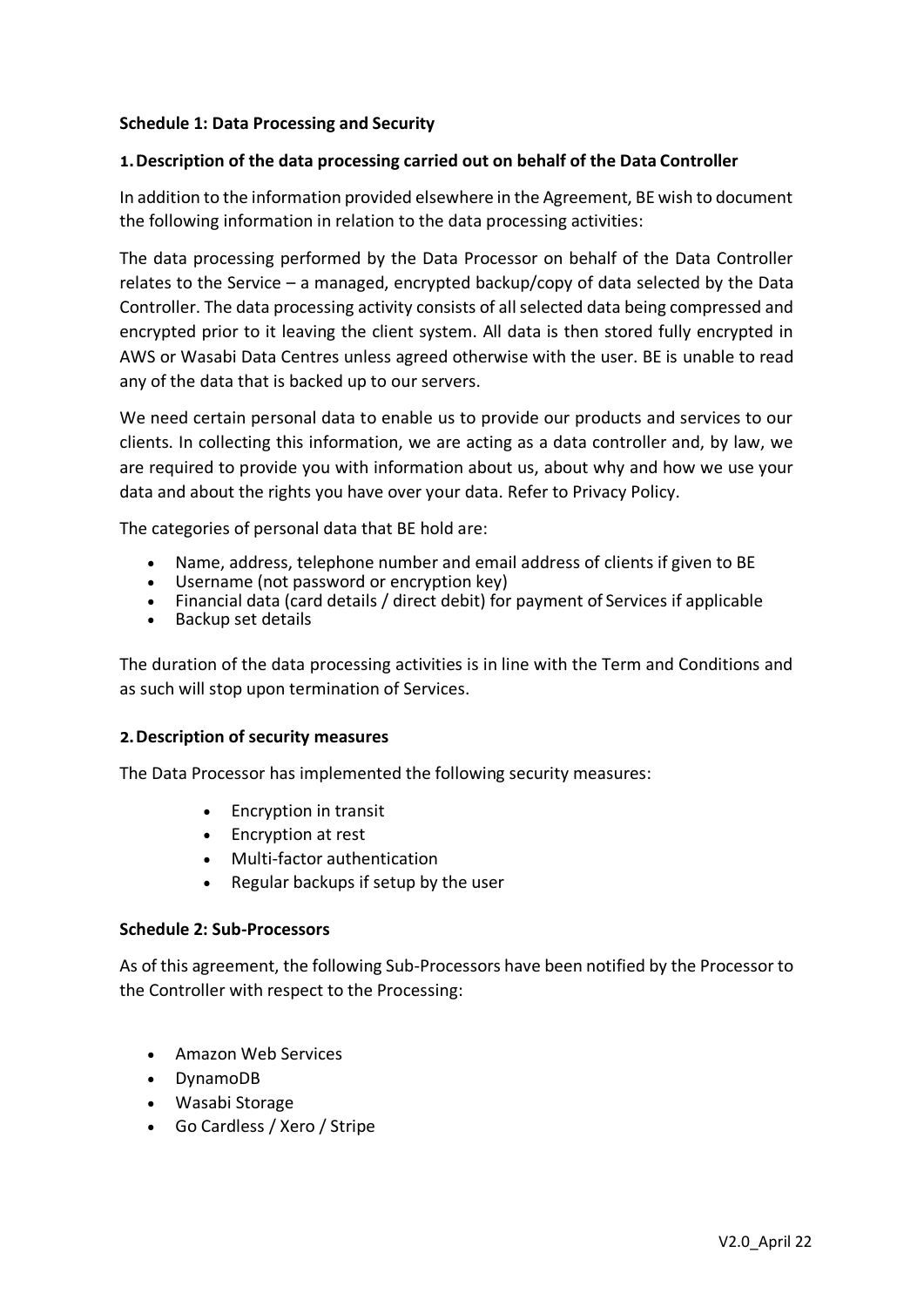**Schedule 1: Data Processing and Security**

**1. Description of the data processing carried out on behalf of the Data Controller**

In addition to the information provided elsewhere in the Agreement, BE wish to document the following information in relation to the data processing activities:

The data processing performed by the Data Processor on behalf of the Data Controller relates to the Service – a managed, encrypted backup/copy of data selected by the Data Controller. The data processing activity consists of all selected data being compressed and encrypted prior to it leaving the client system. All data is then stored fully encrypted in AWS or Wasabi Data Centres unless agreed otherwise with the user. BE is unable to read any of the data that is backed up to our servers.

We need certain personal data to enable us to provide our products and services to our clients. In collecting this information, we are acting as a data controller and, by law, we are required to provide you with information about us, about why and how we use your data and about the rights you have over your data. Refer to Privacy Policy.

The categories of personal data that BE hold are:

- Name, address, telephone number and email address of clients if given to BE
- Username (not password or encryption key)
- Financial data (card details / direct debit) for payment of Services if applicable
- Backup set details

The duration of the data processing activities is in line with the Term and Conditions and as such will stop upon termination of Services.

**2. Description of security measures**

The Data Processor has implemented the following security measures:

- Encryption in transit
- Encryption at rest
- Multi-factor authentication
- Regular backups if setup by the user

**Schedule 2: Sub-Processors**

As of this agreement, the following Sub-Processors have been notified by the Processor to the Controller with respect to the Processing:

- Amazon Web Services
- DynamoDB
- Wasabi Storage
- Go Cardless / Xero / Stripe

V2.0_April 22